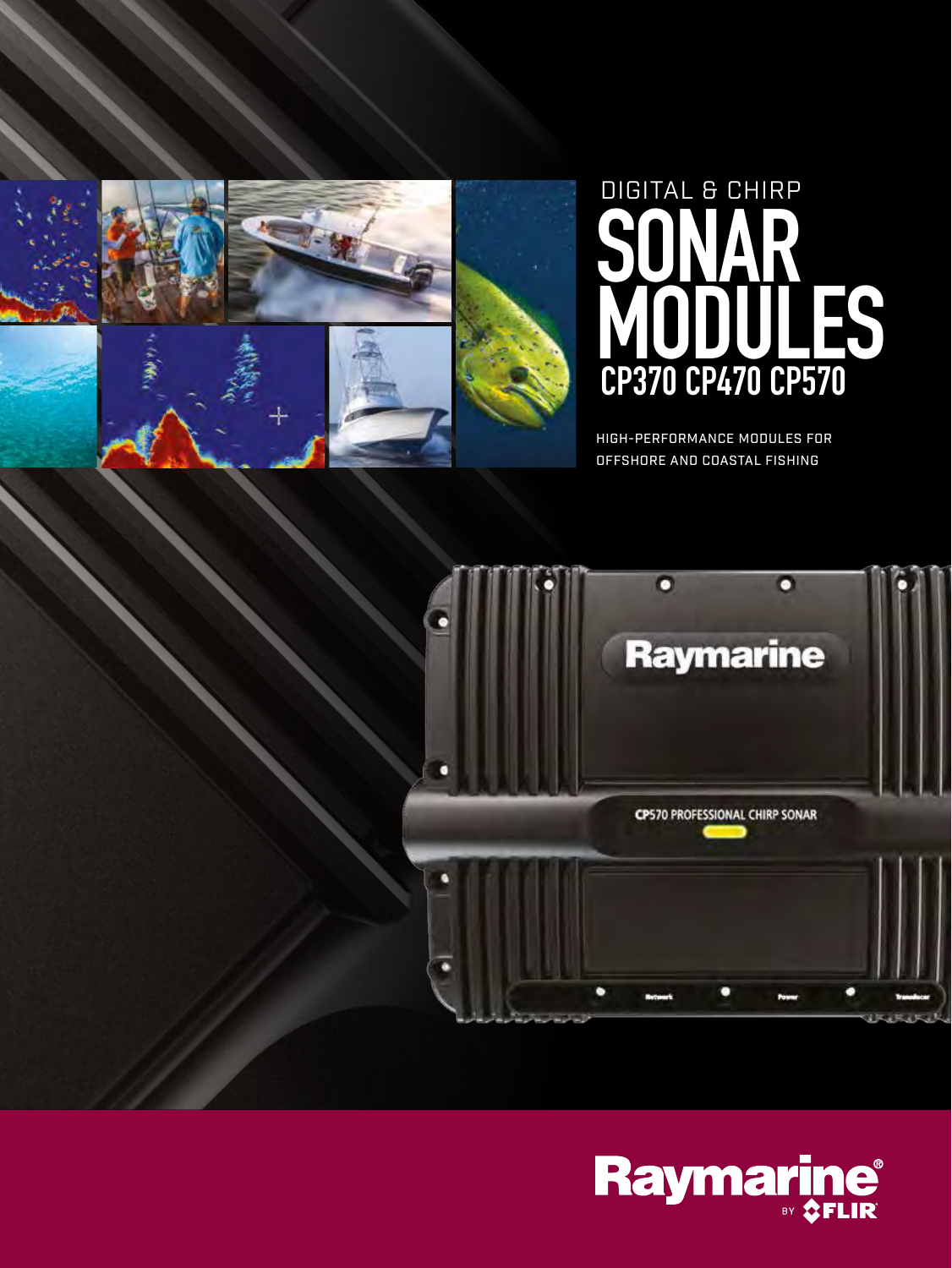DIGITAL & CHIRP

# SONAR MODULES

## CP370 CP470 CP570

HIGH-PERFORMANCE MODULES FOR OFFSHORE AND COASTAL FISHING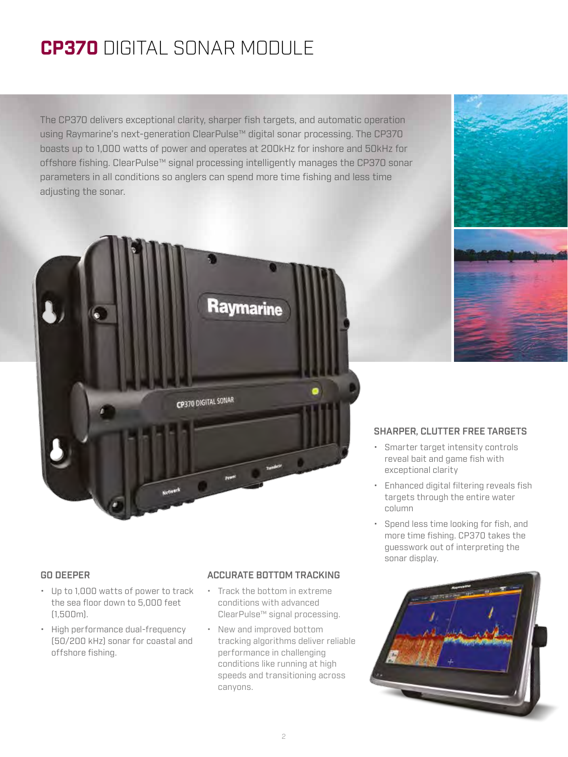# **CP370** DIGITAL SONAR MODULE

The CP370 delivers exceptional clarity, sharper fish targets, and automatic operation using Raymarine's next-generation ClearPulse™ digital sonar processing. The CP370 boasts up to 1,000 watts of power and operates at 200kHz for inshore and 50kHz for offshore fishing. ClearPulse™ signal processing intelligently manages the CP370 sonar parameters in all conditions so anglers can spend more time fishing and less time adjusting the sonar.

### SHARPER, CLUTTER FREE TARGETS

- Smarter target intensity controls reveal bait and game fish with exceptional clarity
- Enhanced digital filtering reveals fish targets through the entire water column
- Spend less time looking for fish, and more time fishing. CP370 takes the guesswork out of interpreting the sonar display.

### GO DEEPER

- Up to 1,000 watts of power to track the sea floor down to 5,000 feet (1,500m).
- High performance dual-frequency (50/200 kHz) sonar for coastal and offshore fishing.

### ACCURATE BOTTOM TRACKING

- Track the bottom in extreme conditions with advanced ClearPulse™ signal processing.
- New and improved bottom tracking algorithms deliver reliable performance in challenging conditions like running at high speeds and transitioning across canyons.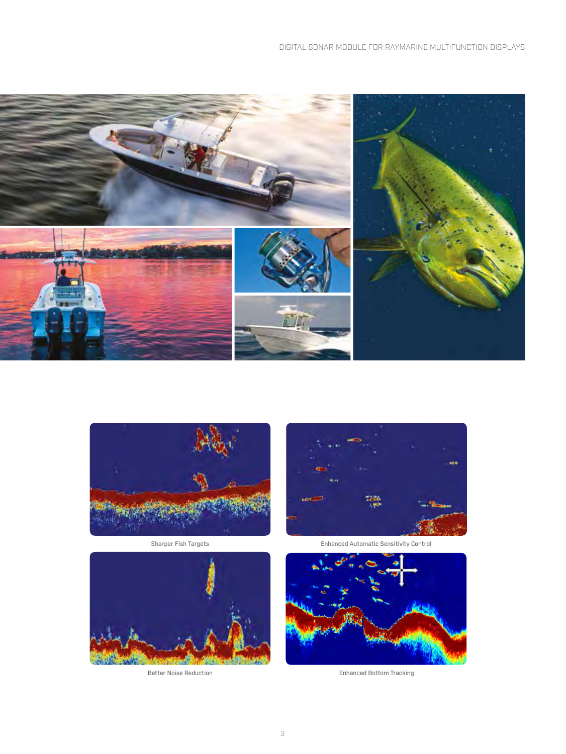Sharper Fish Targets

Enhanced Automatic Sensitivity Control

Better Noise Reduction

Enhanced Bottom Tracking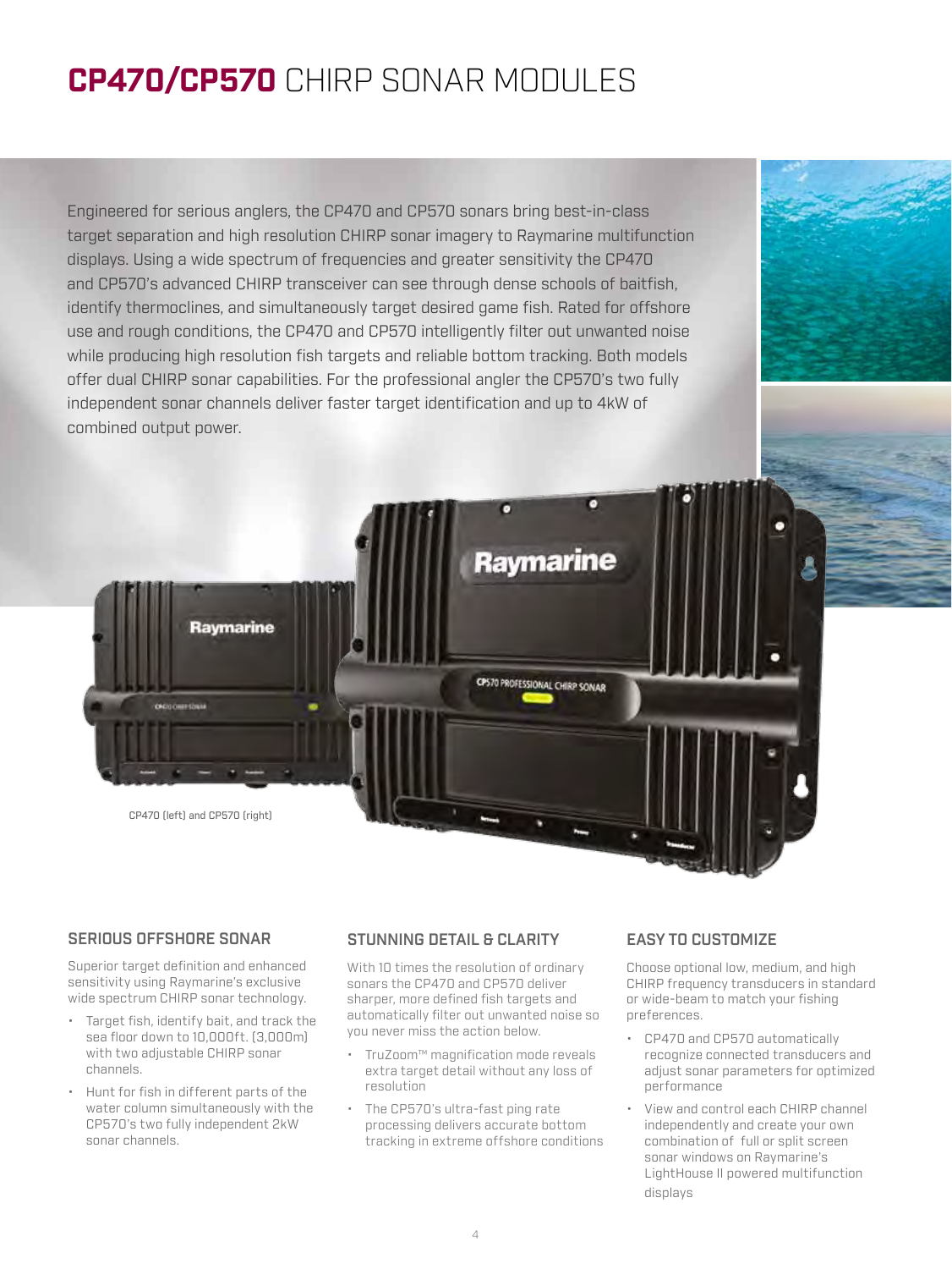# **CP470/CP570** CHIRP SONAR MODULES

Engineered for serious anglers, the CP470 and CP570 sonars bring best-in-class target separation and high resolution CHIRP sonar imagery to Raymarine multifunction displays. Using a wide spectrum of frequencies and greater sensitivity the CP470 and CP570's advanced CHIRP transceiver can see through dense schools of baitfish, identify thermoclines, and simultaneously target desired game fish. Rated for offshore use and rough conditions, the CP470 and CP570 intelligently filter out unwanted noise while producing high resolution fish targets and reliable bottom tracking. Both models offer dual CHIRP sonar capabilities. For the professional angler the CP570's two fully independent sonar channels deliver faster target identification and up to 4kW of combined output power.

CP470 (left) and CP570 (right)

### SERIOUS OFFSHORE SONAR

Superior target definition and enhanced sensitivity using Raymarine's exclusive wide spectrum CHIRP sonar technology.

- Target fish, identify bait, and track the sea floor down to 10,000ft. (3,000m) with two adjustable CHIRP sonar channels.
- Hunt for fish in different parts of the water column simultaneously with the CP570's two fully independent 2kW sonar channels.

### STUNNING DETAIL & CLARITY

With 10 times the resolution of ordinary sonars the CP470 and CP570 deliver sharper, more defined fish targets and automatically filter out unwanted noise so you never miss the action below.

- TruZoom™ magnification mode reveals extra target detail without any loss of resolution
- The CP570's ultra-fast ping rate processing delivers accurate bottom tracking in extreme offshore conditions

### EASY TO CUSTOMIZE

Choose optional low, medium, and high CHIRP frequency transducers in standard or wide-beam to match your fishing preferences.

- CP470 and CP570 automatically recognize connected transducers and adjust sonar parameters for optimized performance
- View and control each CHIRP channel independently and create your own combination of full or split screen sonar windows on Raymarine's LightHouse II powered multifunction displays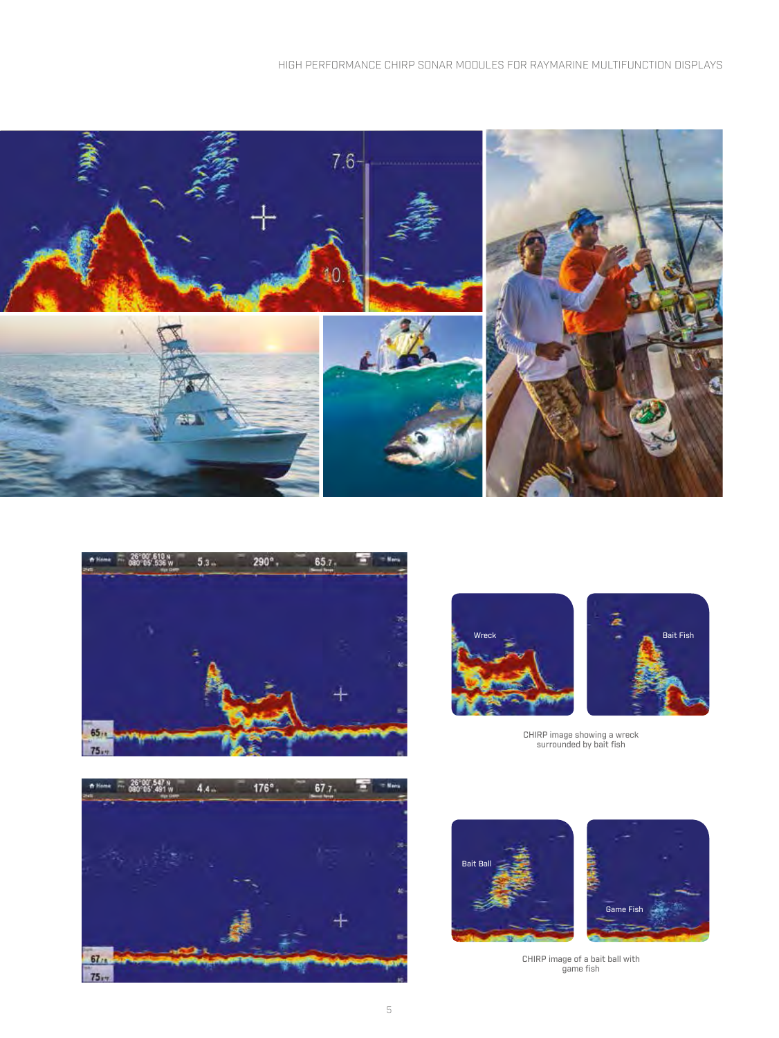CHIRP image showing a wreck surrounded by bait fish

CHIRP image of a bait ball with game fish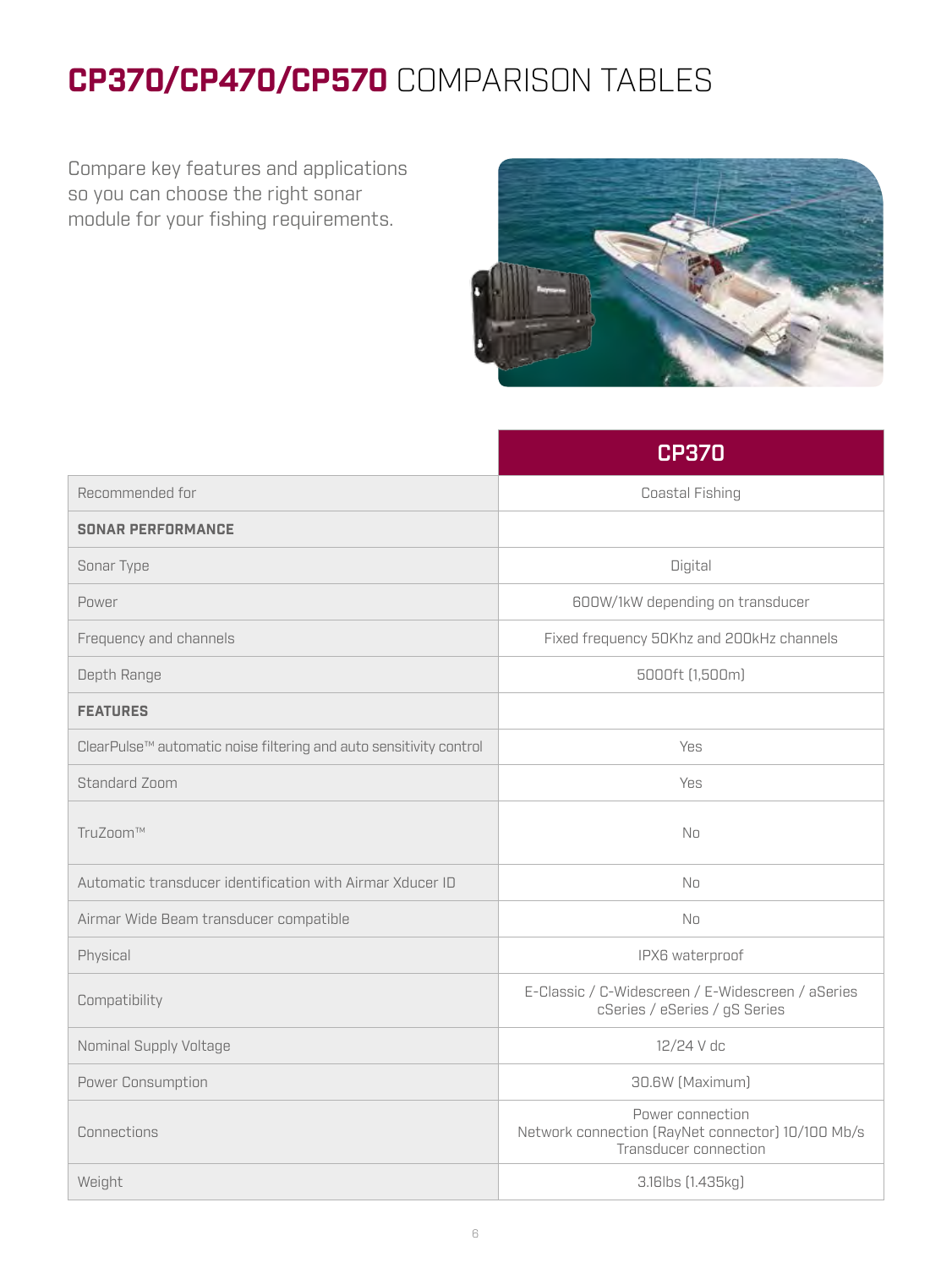# **CP370/CP470/CP570** COMPARISON TABLES

Compare key features and applications so you can choose the right sonar module for your fishing requirements.

| | **CP370** |
|---|---|
| Recommended for | Coastal Fishing |
| **SONAR PERFORMANCE** | |
| Sonar Type | Digital |
| Power | 600W/1kW depending on transducer |
| Frequency and channels | Fixed frequency 50Khz and 200kHz channels |
| Depth Range | 5000ft (1,500m) |
| **FEATURES** | |
| ClearPulse™ automatic noise filtering and auto sensitivity control | Yes |
| Standard Zoom | Yes |
| TruZoom™ | No |
| Automatic transducer identification with Airmar Xducer ID | No |
| Airmar Wide Beam transducer compatible | No |
| Physical | IPX6 waterproof |
| Compatibility | E-Classic / C-Widescreen / E-Widescreen / aSeries cSeries / eSeries / gS Series |
| Nominal Supply Voltage | 12/24 V dc |
| Power Consumption | 30.6W (Maximum) |
| Connections | Power connection<br>Network connection (RayNet connector) 10/100 Mb/s<br>Transducer connection |
| Weight | 3.16lbs (1.435kg) |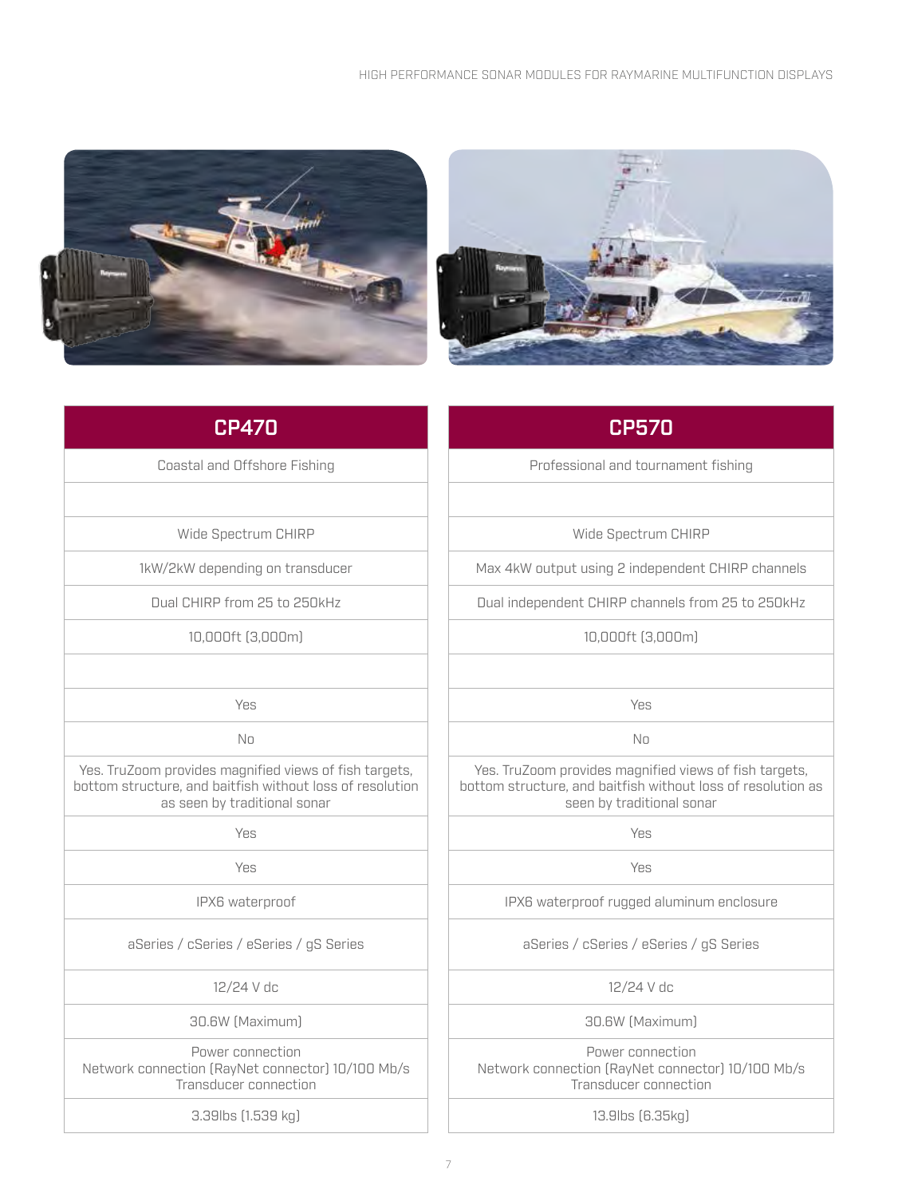| CP470 | CP570 |
|---|---|
| Coastal and Offshore Fishing | Professional and tournament fishing |
| | |
| Wide Spectrum CHIRP | Wide Spectrum CHIRP |
| 1kW/2kW depending on transducer | Max 4kW output using 2 independent CHIRP channels |
| Dual CHIRP from 25 to 250kHz | Dual independent CHIRP channels from 25 to 250kHz |
| 10,000ft (3,000m) | 10,000ft (3,000m) |
| | |
| Yes | Yes |
| No | No |
| Yes. TruZoom provides magnified views of fish targets, bottom structure, and baitfish without loss of resolution as seen by traditional sonar | Yes. TruZoom provides magnified views of fish targets, bottom structure, and baitfish without loss of resolution as seen by traditional sonar |
| Yes | Yes |
| Yes | Yes |
| IPX6 waterproof | IPX6 waterproof rugged aluminum enclosure |
| aSeries / cSeries / eSeries / gS Series | aSeries / cSeries / eSeries / gS Series |
| 12/24 V dc | 12/24 V dc |
| 30.6W (Maximum) | 30.6W (Maximum) |
| Power connection<br>Network connection (RayNet connector) 10/100 Mb/s<br>Transducer connection | Power connection<br>Network connection (RayNet connector) 10/100 Mb/s<br>Transducer connection |
| 3.39lbs (1.539 kg) | 13.9lbs (6.35kg) |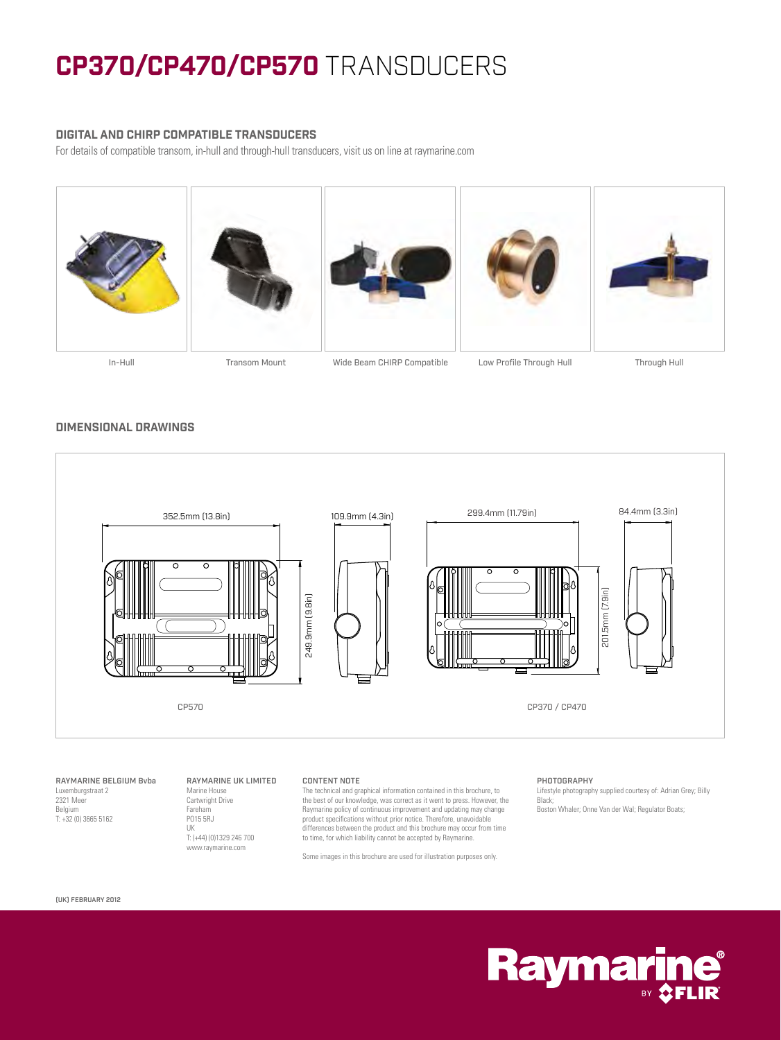# CP370/CP470/CP570 TRANSDUCERS

### DIGITAL AND CHIRP COMPATIBLE TRANSDUCERS

For details of compatible transom, in-hull and through-hull transducers, visit us on line at raymarine.com

In-Hull

Transom Mount

Wide Beam CHIRP Compatible

Low Profile Through Hull

Through Hull

### DIMENSIONAL DRAWINGS

352.5mm (13.8in)

109.9mm (4.3in)

249.9mm (9.8in)

CP570

299.4mm (11.79in)

84.4mm (3.3in)

201.5mm (7.9in)

CP370 / CP470

**RAYMARINE BELGIUM Bvba**
Luxemburgstraat 2
2321 Meer
Belgium
T: +32 (0) 3665 5162

**RAYMARINE UK LIMITED**
Marine House
Cartwright Drive
Fareham
PO15 5RJ
UK
T: (+44) (0)1329 246 700
www.raymarine.com

**CONTENT NOTE**
The technical and graphical information contained in this brochure, to the best of our knowledge, was correct as it went to press. However, the Raymarine policy of continuous improvement and updating may change product specifications without prior notice. Therefore, unavoidable differences between the product and this brochure may occur from time to time, for which liability cannot be accepted by Raymarine.

Some images in this brochure are used for illustration purposes only.

**PHOTOGRAPHY**
Lifestyle photography supplied courtesy of: Adrian Grey; Billy Black;
Boston Whaler; Onne Van der Wal; Regulator Boats;

(UK) FEBRUARY 2012

Raymarine® BY FLIR